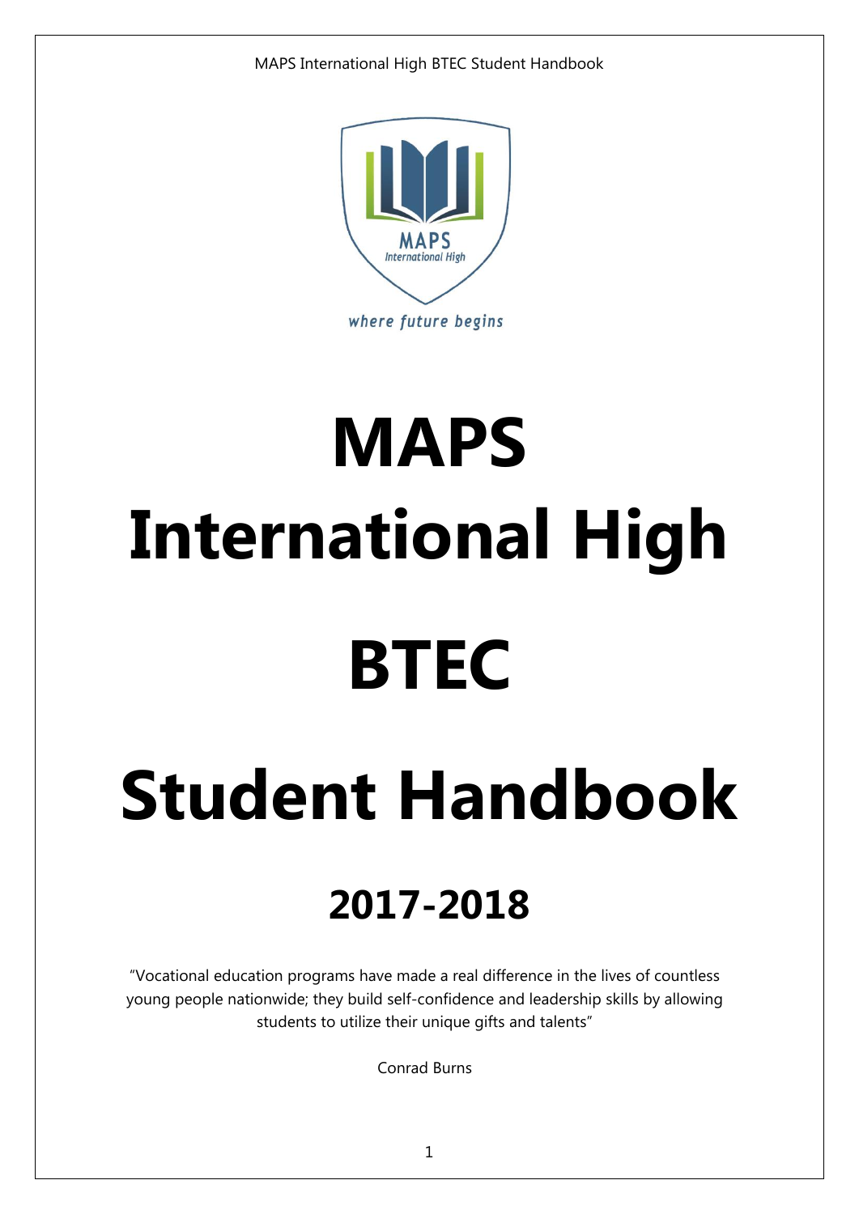# MAPS International High

# BTEC

# Student Handbook

## 2017-2018

"Vocational education programs have made a real difference in the lives of countless young people nationwide; they build self-confidence and leadership skills by allowing students to utilize their unique gifts and talents"

Conrad Burns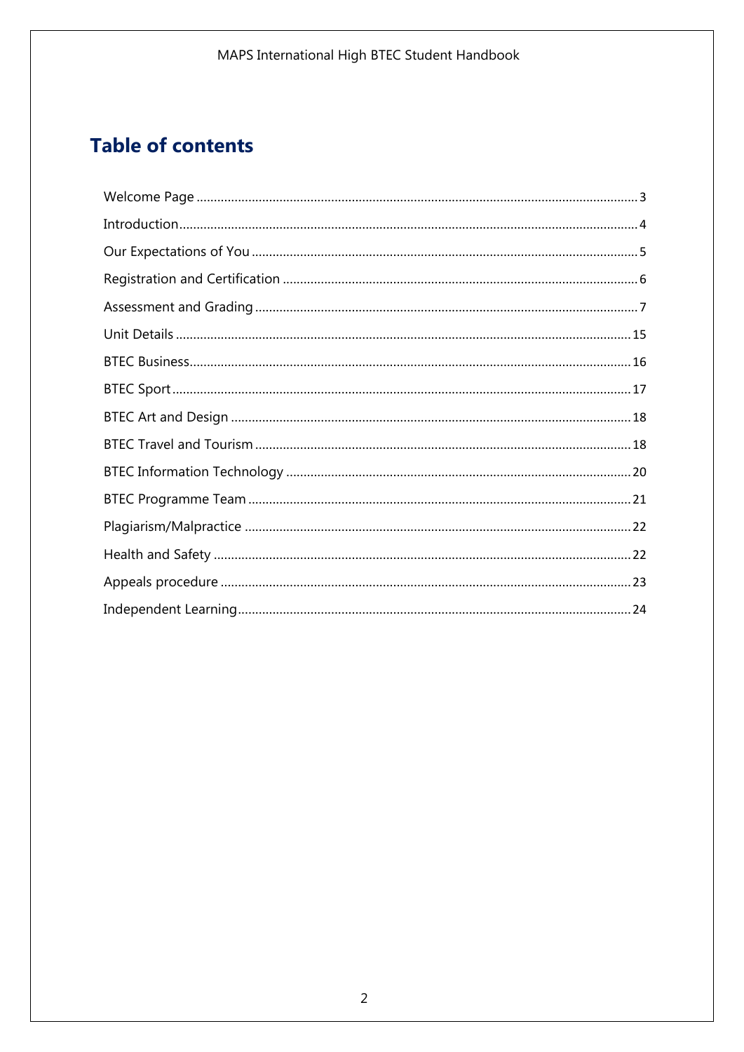## Table of contents

Welcome Page ........................................................................................................................... 3

Introduction.............................................................................................................................. 4

Our Expectations of You ........................................................................................................... 5

Registration and Certification ................................................................................................... 6

Assessment and Grading .......................................................................................................... 7

Unit Details ............................................................................................................................. 15

BTEC Business......................................................................................................................... 16

BTEC Sport .............................................................................................................................. 17

BTEC Art and Design ............................................................................................................... 18

BTEC Travel and Tourism ........................................................................................................ 18

BTEC Information Technology ................................................................................................ 20

BTEC Programme Team .......................................................................................................... 21

Plagiarism/Malpractice ........................................................................................................... 22

Health and Safety ................................................................................................................... 22

Appeals procedure .................................................................................................................. 23

Independent Learning............................................................................................................. 24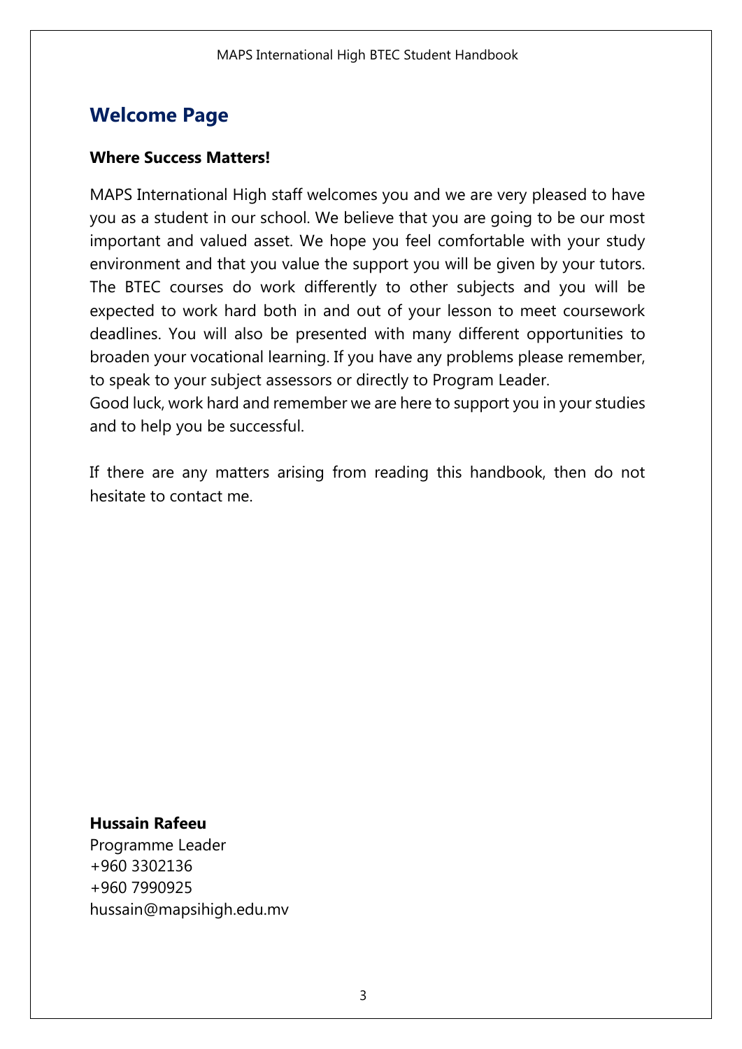## Welcome Page

**Where Success Matters!**

MAPS International High staff welcomes you and we are very pleased to have you as a student in our school. We believe that you are going to be our most important and valued asset. We hope you feel comfortable with your study environment and that you value the support you will be given by your tutors. The BTEC courses do work differently to other subjects and you will be expected to work hard both in and out of your lesson to meet coursework deadlines. You will also be presented with many different opportunities to broaden your vocational learning. If you have any problems please remember, to speak to your subject assessors or directly to Program Leader.
Good luck, work hard and remember we are here to support you in your studies and to help you be successful.

If there are any matters arising from reading this handbook, then do not hesitate to contact me.

**Hussain Rafeeu**
Programme Leader
+960 3302136
+960 7990925
hussain@mapsihigh.edu.mv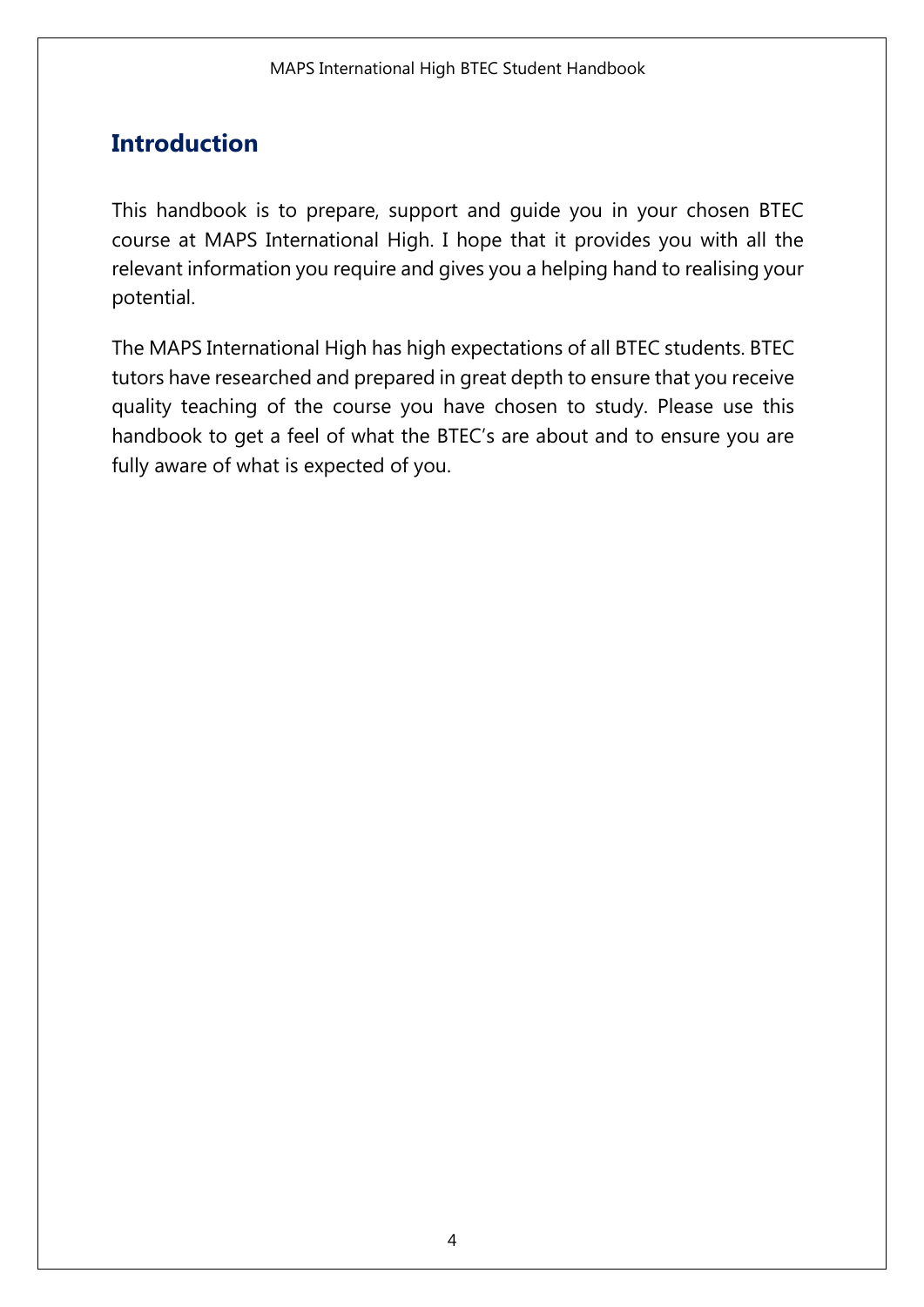## Introduction

This handbook is to prepare, support and guide you in your chosen BTEC course at MAPS International High. I hope that it provides you with all the relevant information you require and gives you a helping hand to realising your potential.

The MAPS International High has high expectations of all BTEC students. BTEC tutors have researched and prepared in great depth to ensure that you receive quality teaching of the course you have chosen to study. Please use this handbook to get a feel of what the BTEC's are about and to ensure you are fully aware of what is expected of you.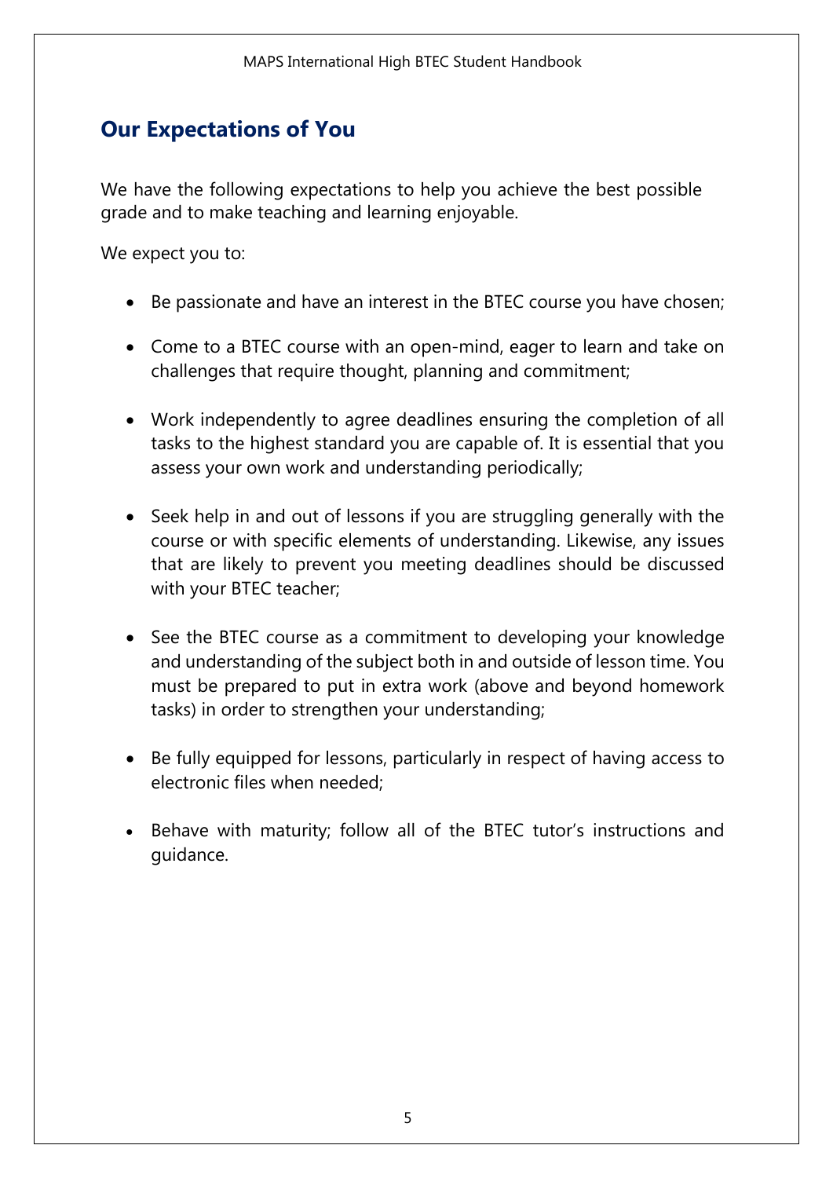## Our Expectations of You

We have the following expectations to help you achieve the best possible grade and to make teaching and learning enjoyable.

We expect you to:

- Be passionate and have an interest in the BTEC course you have chosen;
- Come to a BTEC course with an open-mind, eager to learn and take on challenges that require thought, planning and commitment;
- Work independently to agree deadlines ensuring the completion of all tasks to the highest standard you are capable of. It is essential that you assess your own work and understanding periodically;
- Seek help in and out of lessons if you are struggling generally with the course or with specific elements of understanding. Likewise, any issues that are likely to prevent you meeting deadlines should be discussed with your BTEC teacher;
- See the BTEC course as a commitment to developing your knowledge and understanding of the subject both in and outside of lesson time. You must be prepared to put in extra work (above and beyond homework tasks) in order to strengthen your understanding;
- Be fully equipped for lessons, particularly in respect of having access to electronic files when needed;
- Behave with maturity; follow all of the BTEC tutor's instructions and guidance.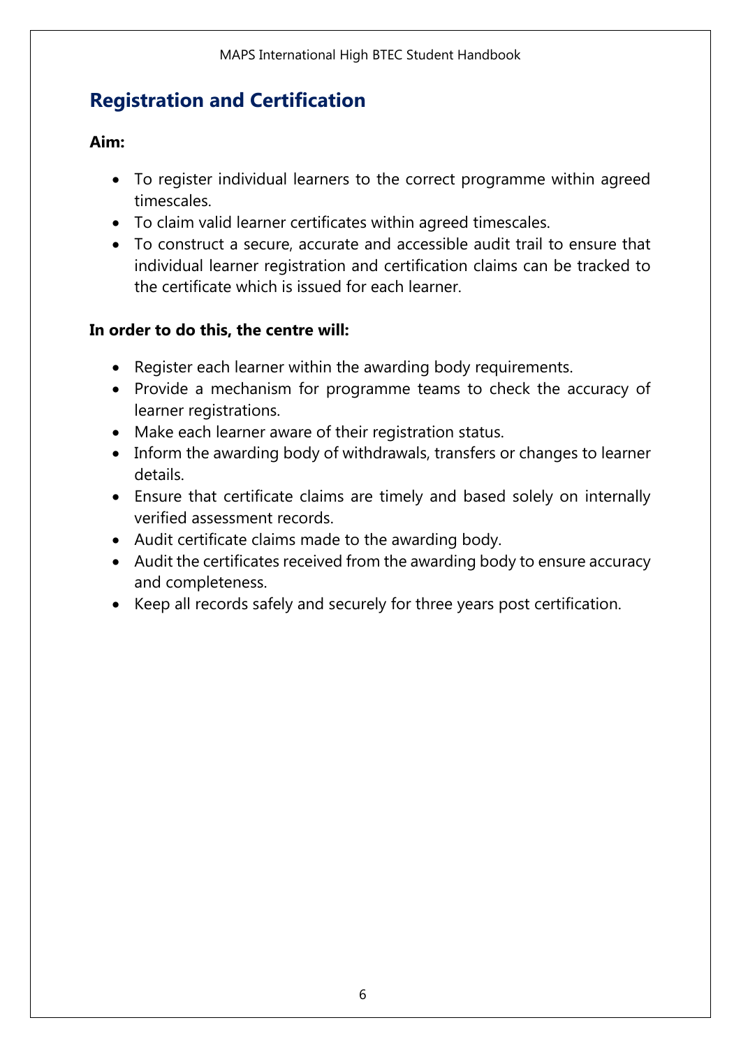## Registration and Certification

**Aim:**

- To register individual learners to the correct programme within agreed timescales.
- To claim valid learner certificates within agreed timescales.
- To construct a secure, accurate and accessible audit trail to ensure that individual learner registration and certification claims can be tracked to the certificate which is issued for each learner.

**In order to do this, the centre will:**

- Register each learner within the awarding body requirements.
- Provide a mechanism for programme teams to check the accuracy of learner registrations.
- Make each learner aware of their registration status.
- Inform the awarding body of withdrawals, transfers or changes to learner details.
- Ensure that certificate claims are timely and based solely on internally verified assessment records.
- Audit certificate claims made to the awarding body.
- Audit the certificates received from the awarding body to ensure accuracy and completeness.
- Keep all records safely and securely for three years post certification.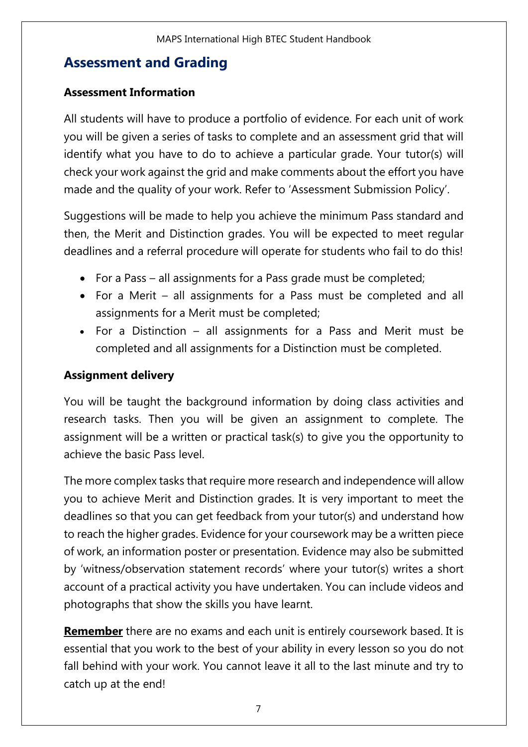## Assessment and Grading

**Assessment Information**

All students will have to produce a portfolio of evidence. For each unit of work you will be given a series of tasks to complete and an assessment grid that will identify what you have to do to achieve a particular grade. Your tutor(s) will check your work against the grid and make comments about the effort you have made and the quality of your work. Refer to 'Assessment Submission Policy'.

Suggestions will be made to help you achieve the minimum Pass standard and then, the Merit and Distinction grades. You will be expected to meet regular deadlines and a referral procedure will operate for students who fail to do this!

- For a Pass – all assignments for a Pass grade must be completed;
- For a Merit – all assignments for a Pass must be completed and all assignments for a Merit must be completed;
- For a Distinction – all assignments for a Pass and Merit must be completed and all assignments for a Distinction must be completed.

**Assignment delivery**

You will be taught the background information by doing class activities and research tasks. Then you will be given an assignment to complete. The assignment will be a written or practical task(s) to give you the opportunity to achieve the basic Pass level.

The more complex tasks that require more research and independence will allow you to achieve Merit and Distinction grades. It is very important to meet the deadlines so that you can get feedback from your tutor(s) and understand how to reach the higher grades. Evidence for your coursework may be a written piece of work, an information poster or presentation. Evidence may also be submitted by 'witness/observation statement records' where your tutor(s) writes a short account of a practical activity you have undertaken. You can include videos and photographs that show the skills you have learnt.

**Remember** there are no exams and each unit is entirely coursework based. It is essential that you work to the best of your ability in every lesson so you do not fall behind with your work. You cannot leave it all to the last minute and try to catch up at the end!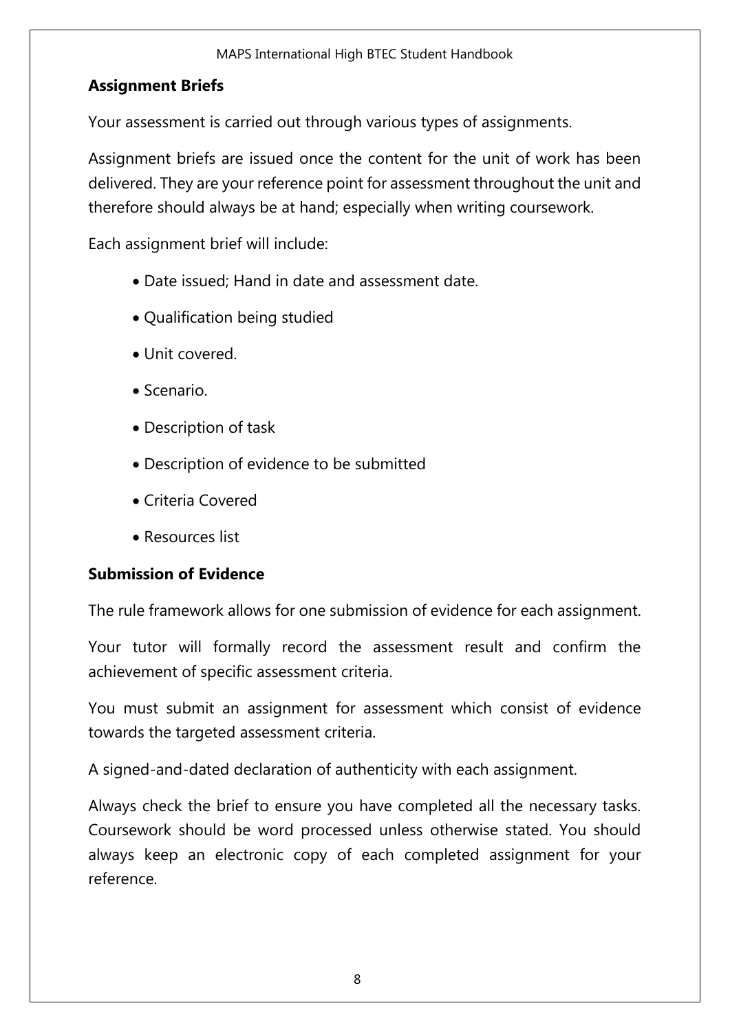## Assignment Briefs

Your assessment is carried out through various types of assignments.

Assignment briefs are issued once the content for the unit of work has been delivered. They are your reference point for assessment throughout the unit and therefore should always be at hand; especially when writing coursework.

Each assignment brief will include:

- Date issued; Hand in date and assessment date.
- Qualification being studied
- Unit covered.
- Scenario.
- Description of task
- Description of evidence to be submitted
- Criteria Covered
- Resources list

## Submission of Evidence

The rule framework allows for one submission of evidence for each assignment.

Your tutor will formally record the assessment result and confirm the achievement of specific assessment criteria.

You must submit an assignment for assessment which consist of evidence towards the targeted assessment criteria.

A signed-and-dated declaration of authenticity with each assignment.

Always check the brief to ensure you have completed all the necessary tasks. Coursework should be word processed unless otherwise stated. You should always keep an electronic copy of each completed assignment for your reference.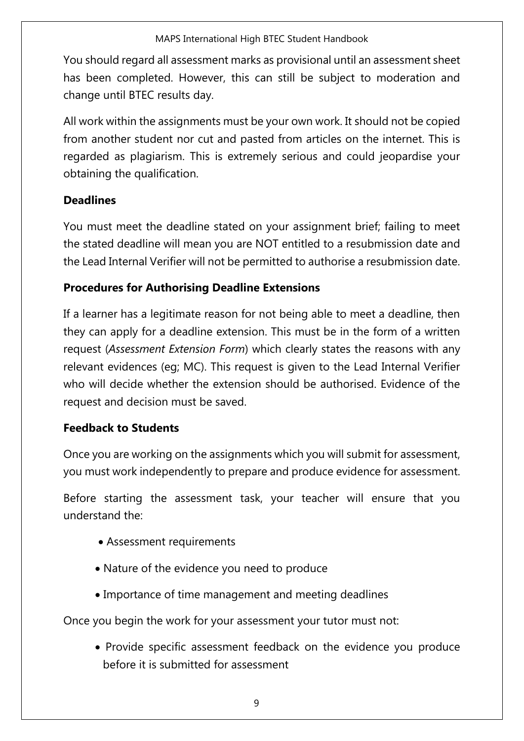You should regard all assessment marks as provisional until an assessment sheet has been completed. However, this can still be subject to moderation and change until BTEC results day.

All work within the assignments must be your own work. It should not be copied from another student nor cut and pasted from articles on the internet. This is regarded as plagiarism. This is extremely serious and could jeopardise your obtaining the qualification.

**Deadlines**

You must meet the deadline stated on your assignment brief; failing to meet the stated deadline will mean you are NOT entitled to a resubmission date and the Lead Internal Verifier will not be permitted to authorise a resubmission date.

**Procedures for Authorising Deadline Extensions**

If a learner has a legitimate reason for not being able to meet a deadline, then they can apply for a deadline extension. This must be in the form of a written request (*Assessment Extension Form*) which clearly states the reasons with any relevant evidences (eg; MC). This request is given to the Lead Internal Verifier who will decide whether the extension should be authorised. Evidence of the request and decision must be saved.

**Feedback to Students**

Once you are working on the assignments which you will submit for assessment, you must work independently to prepare and produce evidence for assessment.

Before starting the assessment task, your teacher will ensure that you understand the:

- Assessment requirements
- Nature of the evidence you need to produce
- Importance of time management and meeting deadlines

Once you begin the work for your assessment your tutor must not:

- Provide specific assessment feedback on the evidence you produce before it is submitted for assessment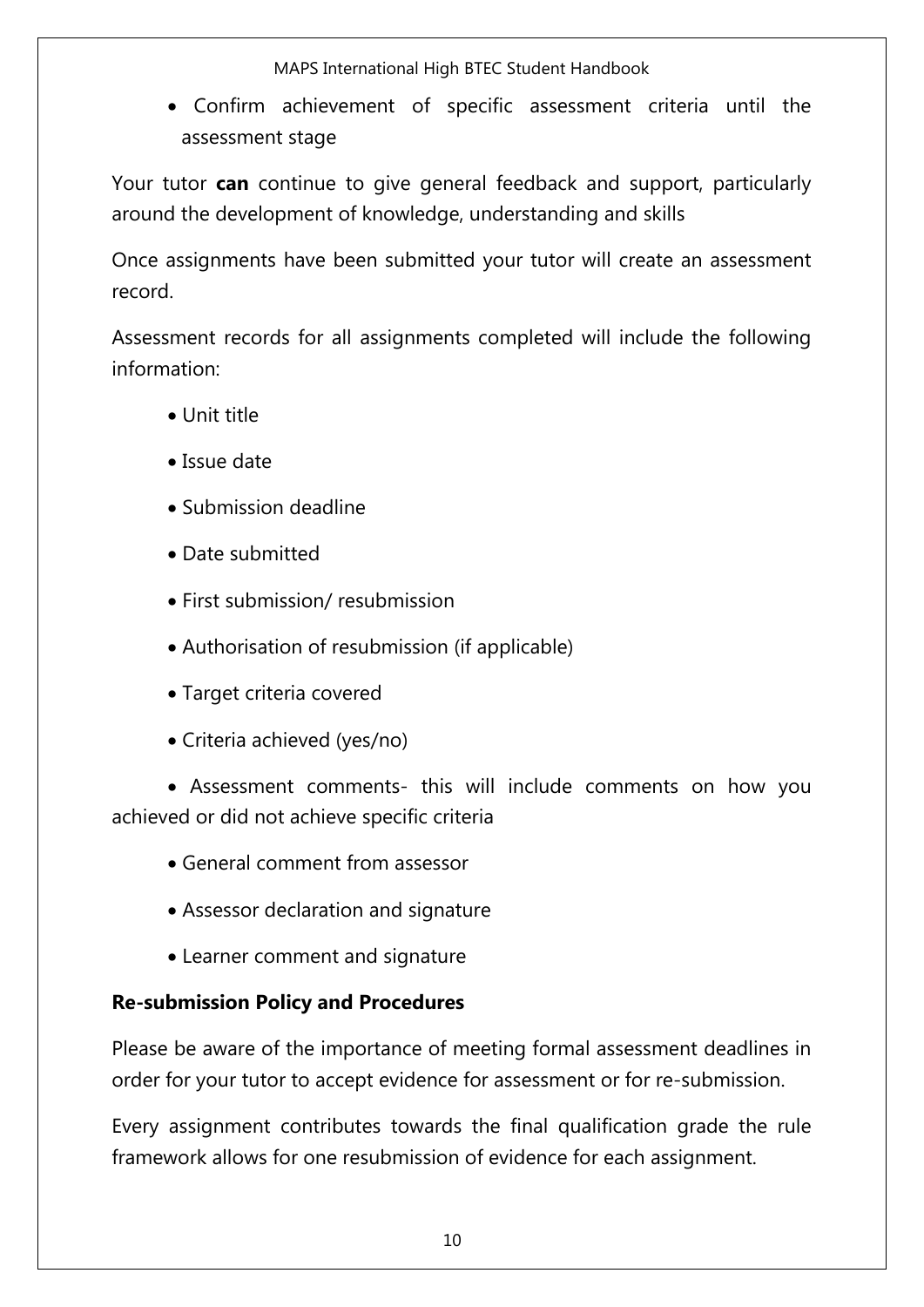- Confirm achievement of specific assessment criteria until the assessment stage

Your tutor **can** continue to give general feedback and support, particularly around the development of knowledge, understanding and skills

Once assignments have been submitted your tutor will create an assessment record.

Assessment records for all assignments completed will include the following information:

- Unit title
- Issue date
- Submission deadline
- Date submitted
- First submission/ resubmission
- Authorisation of resubmission (if applicable)
- Target criteria covered
- Criteria achieved (yes/no)
- Assessment comments- this will include comments on how you achieved or did not achieve specific criteria
- General comment from assessor
- Assessor declaration and signature
- Learner comment and signature

**Re-submission Policy and Procedures**

Please be aware of the importance of meeting formal assessment deadlines in order for your tutor to accept evidence for assessment or for re-submission.

Every assignment contributes towards the final qualification grade the rule framework allows for one resubmission of evidence for each assignment.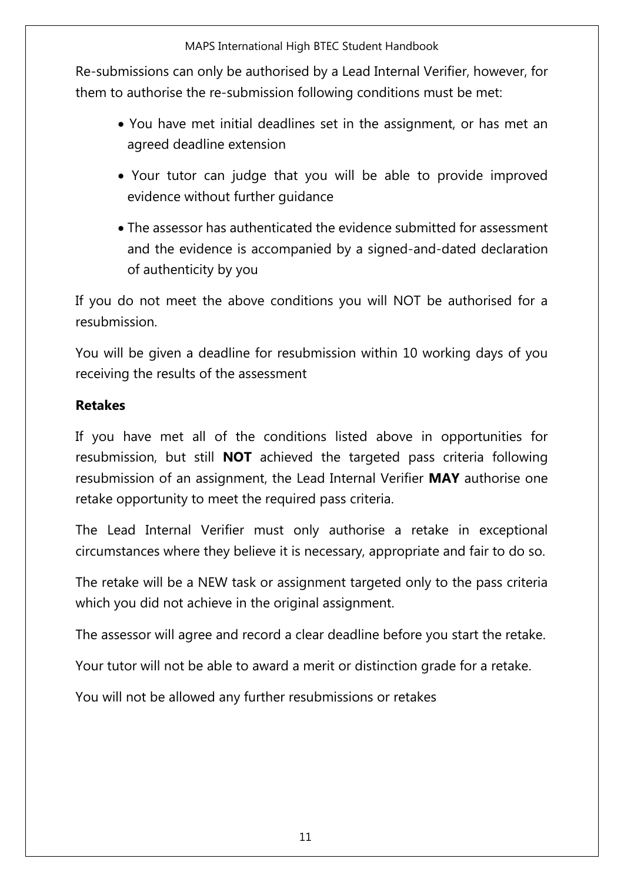Re-submissions can only be authorised by a Lead Internal Verifier, however, for them to authorise the re-submission following conditions must be met:

- You have met initial deadlines set in the assignment, or has met an agreed deadline extension
- Your tutor can judge that you will be able to provide improved evidence without further guidance
- The assessor has authenticated the evidence submitted for assessment and the evidence is accompanied by a signed-and-dated declaration of authenticity by you

If you do not meet the above conditions you will NOT be authorised for a resubmission.

You will be given a deadline for resubmission within 10 working days of you receiving the results of the assessment

**Retakes**

If you have met all of the conditions listed above in opportunities for resubmission, but still **NOT** achieved the targeted pass criteria following resubmission of an assignment, the Lead Internal Verifier **MAY** authorise one retake opportunity to meet the required pass criteria.

The Lead Internal Verifier must only authorise a retake in exceptional circumstances where they believe it is necessary, appropriate and fair to do so.

The retake will be a NEW task or assignment targeted only to the pass criteria which you did not achieve in the original assignment.

The assessor will agree and record a clear deadline before you start the retake.

Your tutor will not be able to award a merit or distinction grade for a retake.

You will not be allowed any further resubmissions or retakes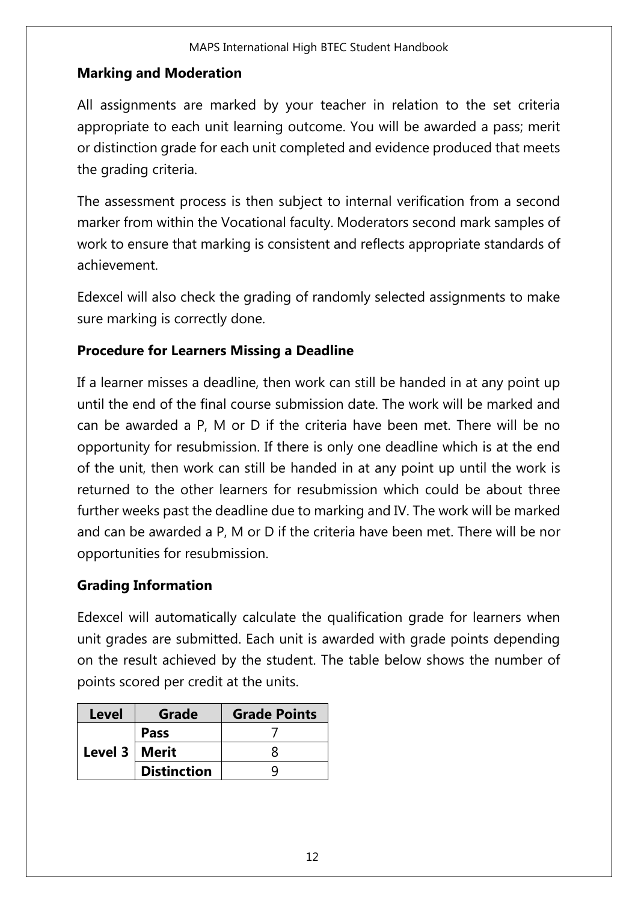## Marking and Moderation

All assignments are marked by your teacher in relation to the set criteria appropriate to each unit learning outcome. You will be awarded a pass; merit or distinction grade for each unit completed and evidence produced that meets the grading criteria.

The assessment process is then subject to internal verification from a second marker from within the Vocational faculty. Moderators second mark samples of work to ensure that marking is consistent and reflects appropriate standards of achievement.

Edexcel will also check the grading of randomly selected assignments to make sure marking is correctly done.

## Procedure for Learners Missing a Deadline

If a learner misses a deadline, then work can still be handed in at any point up until the end of the final course submission date. The work will be marked and can be awarded a P, M or D if the criteria have been met. There will be no opportunity for resubmission. If there is only one deadline which is at the end of the unit, then work can still be handed in at any point up until the work is returned to the other learners for resubmission which could be about three further weeks past the deadline due to marking and IV. The work will be marked and can be awarded a P, M or D if the criteria have been met. There will be nor opportunities for resubmission.

## Grading Information

Edexcel will automatically calculate the qualification grade for learners when unit grades are submitted. Each unit is awarded with grade points depending on the result achieved by the student. The table below shows the number of points scored per credit at the units.

| Level | Grade | Grade Points |
|---|---|---|
| Level 3 | **Pass** | 7 |
| | **Merit** | 8 |
| | **Distinction** | 9 |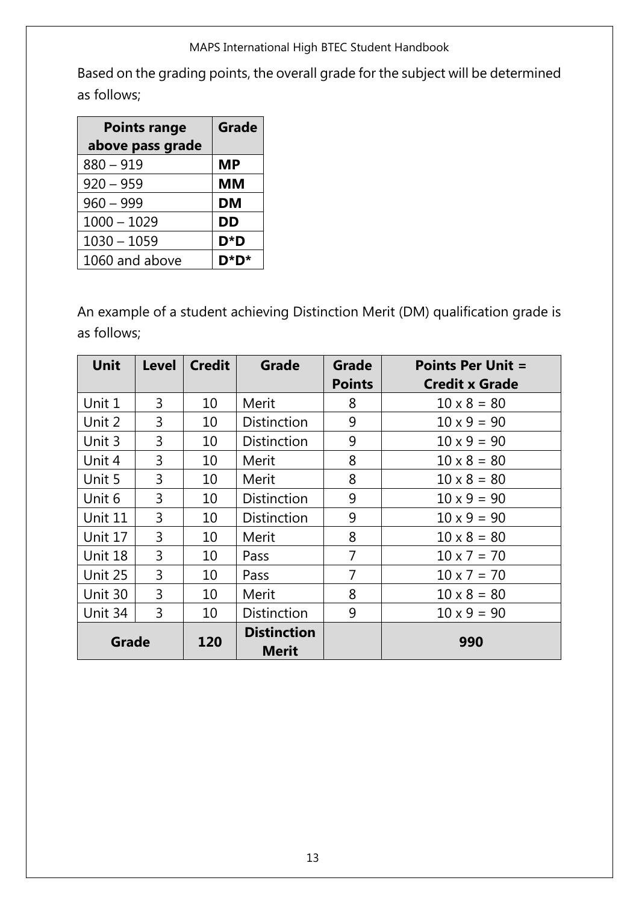Based on the grading points, the overall grade for the subject will be determined as follows;

| Points range above pass grade | Grade |
|---|---|
| 880 – 919 | **MP** |
| 920 – 959 | **MM** |
| 960 – 999 | **DM** |
| 1000 – 1029 | **DD** |
| 1030 – 1059 | **D*D** |
| 1060 and above | **D*D*** |

An example of a student achieving Distinction Merit (DM) qualification grade is as follows;

| Unit | Level | Credit | Grade | Grade Points | Points Per Unit = Credit x Grade |
|---|---|---|---|---|---|
| Unit 1 | 3 | 10 | Merit | 8 | 10 x 8 = 80 |
| Unit 2 | 3 | 10 | Distinction | 9 | 10 x 9 = 90 |
| Unit 3 | 3 | 10 | Distinction | 9 | 10 x 9 = 90 |
| Unit 4 | 3 | 10 | Merit | 8 | 10 x 8 = 80 |
| Unit 5 | 3 | 10 | Merit | 8 | 10 x 8 = 80 |
| Unit 6 | 3 | 10 | Distinction | 9 | 10 x 9 = 90 |
| Unit 11 | 3 | 10 | Distinction | 9 | 10 x 9 = 90 |
| Unit 17 | 3 | 10 | Merit | 8 | 10 x 8 = 80 |
| Unit 18 | 3 | 10 | Pass | 7 | 10 x 7 = 70 |
| Unit 25 | 3 | 10 | Pass | 7 | 10 x 7 = 70 |
| Unit 30 | 3 | 10 | Merit | 8 | 10 x 8 = 80 |
| Unit 34 | 3 | 10 | Distinction | 9 | 10 x 9 = 90 |
| **Grade** | | **120** | **Distinction Merit** | | **990** |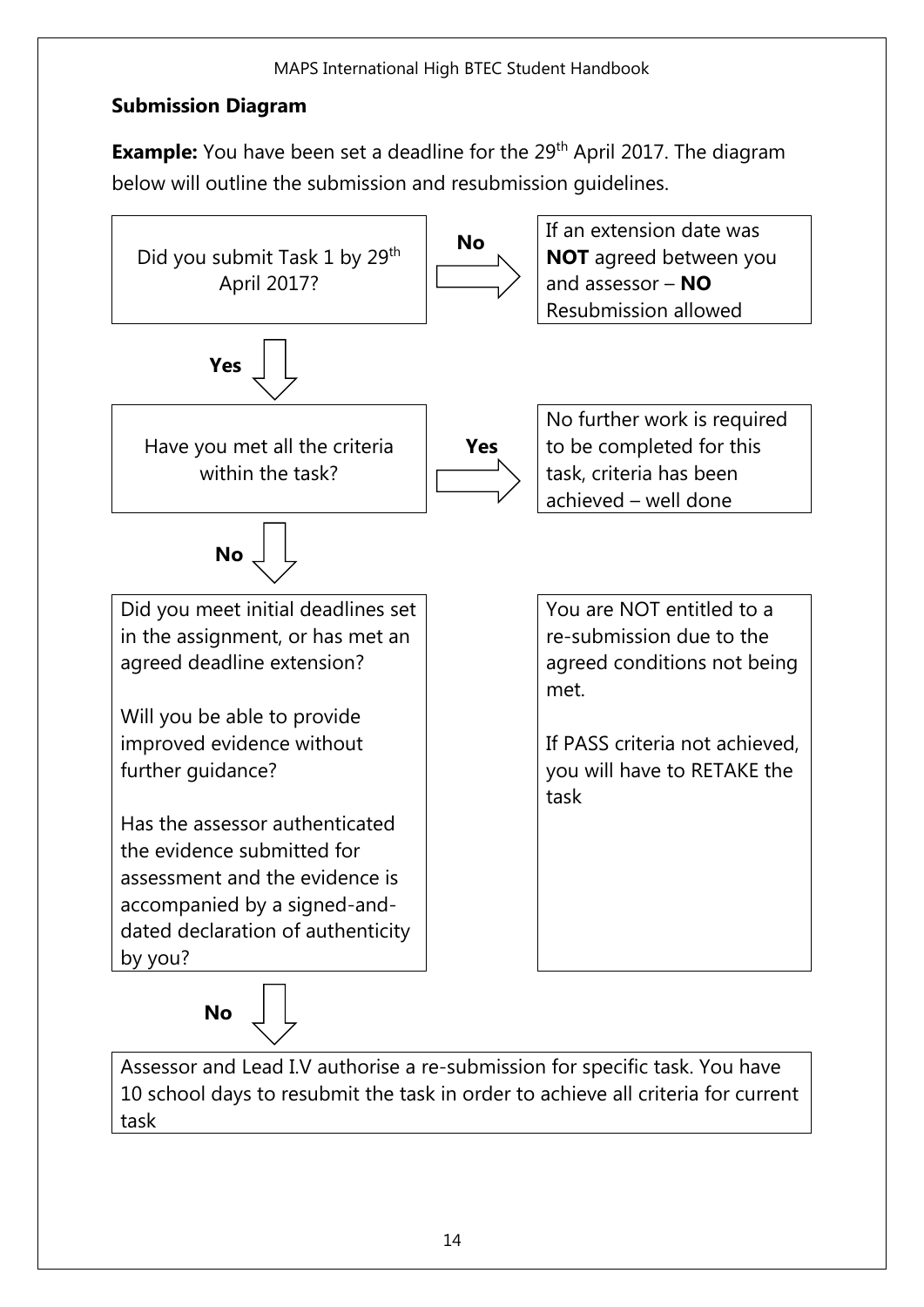## Submission Diagram

**Example:** You have been set a deadline for the 29th April 2017. The diagram below will outline the submission and resubmission guidelines.

Did you submit Task 1 by 29th April 2017?

**No** → If an extension date was **NOT** agreed between you and assessor – **NO** Resubmission allowed

**Yes** ↓

Have you met all the criteria within the task?

**Yes** → No further work is required to be completed for this task, criteria has been achieved – well done

**No** ↓

Did you meet initial deadlines set in the assignment, or has met an agreed deadline extension?

Will you be able to provide improved evidence without further guidance?

Has the assessor authenticated the evidence submitted for assessment and the evidence is accompanied by a signed-and-dated declaration of authenticity by you?

You are NOT entitled to a re-submission due to the agreed conditions not being met.

If PASS criteria not achieved, you will have to RETAKE the task

**No** ↓

Assessor and Lead I.V authorise a re-submission for specific task. You have 10 school days to resubmit the task in order to achieve all criteria for current task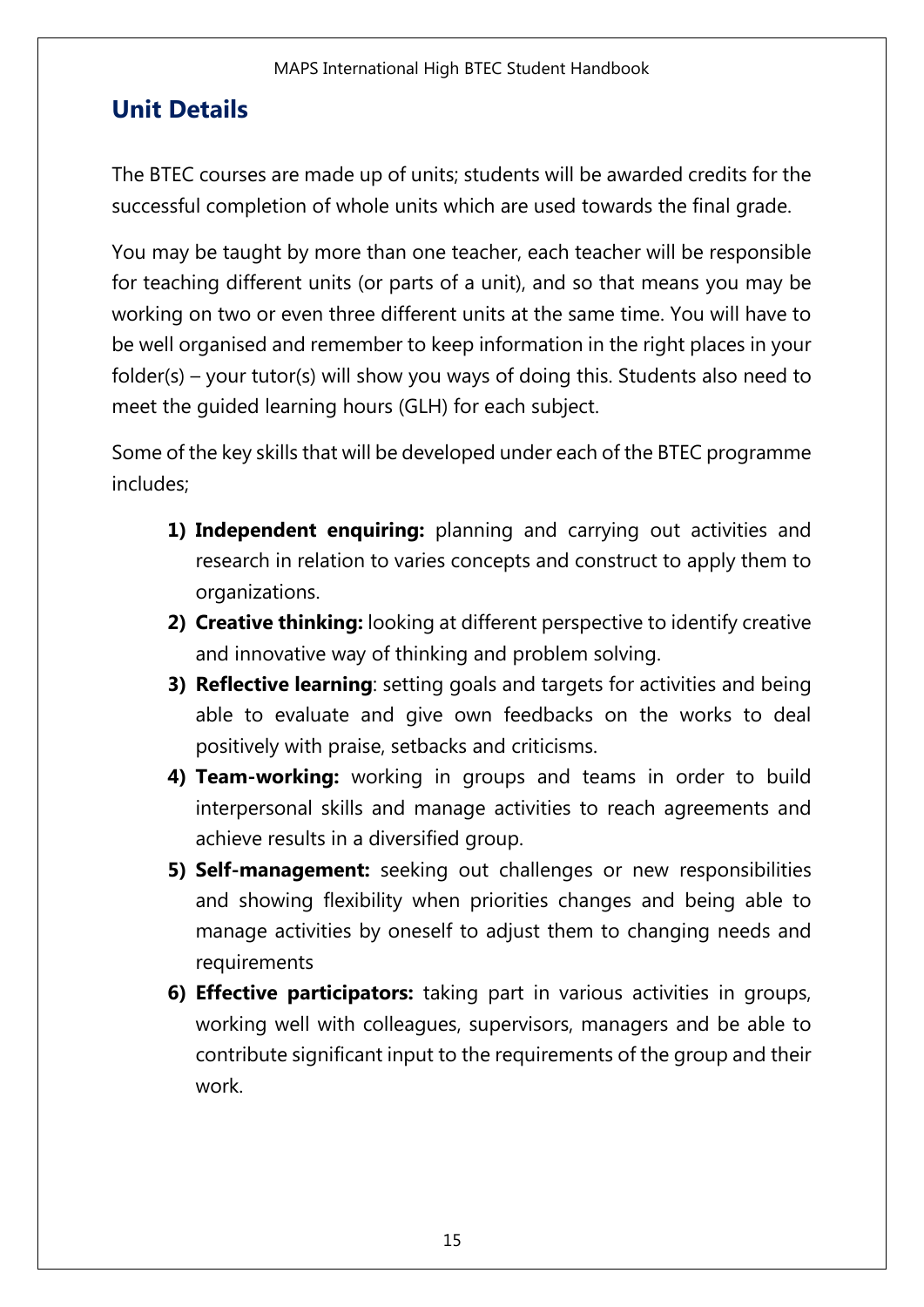## Unit Details

The BTEC courses are made up of units; students will be awarded credits for the successful completion of whole units which are used towards the final grade.

You may be taught by more than one teacher, each teacher will be responsible for teaching different units (or parts of a unit), and so that means you may be working on two or even three different units at the same time. You will have to be well organised and remember to keep information in the right places in your folder(s) – your tutor(s) will show you ways of doing this. Students also need to meet the guided learning hours (GLH) for each subject.

Some of the key skills that will be developed under each of the BTEC programme includes;

1) **Independent enquiring:** planning and carrying out activities and research in relation to varies concepts and construct to apply them to organizations.
2) **Creative thinking:** looking at different perspective to identify creative and innovative way of thinking and problem solving.
3) **Reflective learning**: setting goals and targets for activities and being able to evaluate and give own feedbacks on the works to deal positively with praise, setbacks and criticisms.
4) **Team-working:** working in groups and teams in order to build interpersonal skills and manage activities to reach agreements and achieve results in a diversified group.
5) **Self-management:** seeking out challenges or new responsibilities and showing flexibility when priorities changes and being able to manage activities by oneself to adjust them to changing needs and requirements
6) **Effective participators:** taking part in various activities in groups, working well with colleagues, supervisors, managers and be able to contribute significant input to the requirements of the group and their work.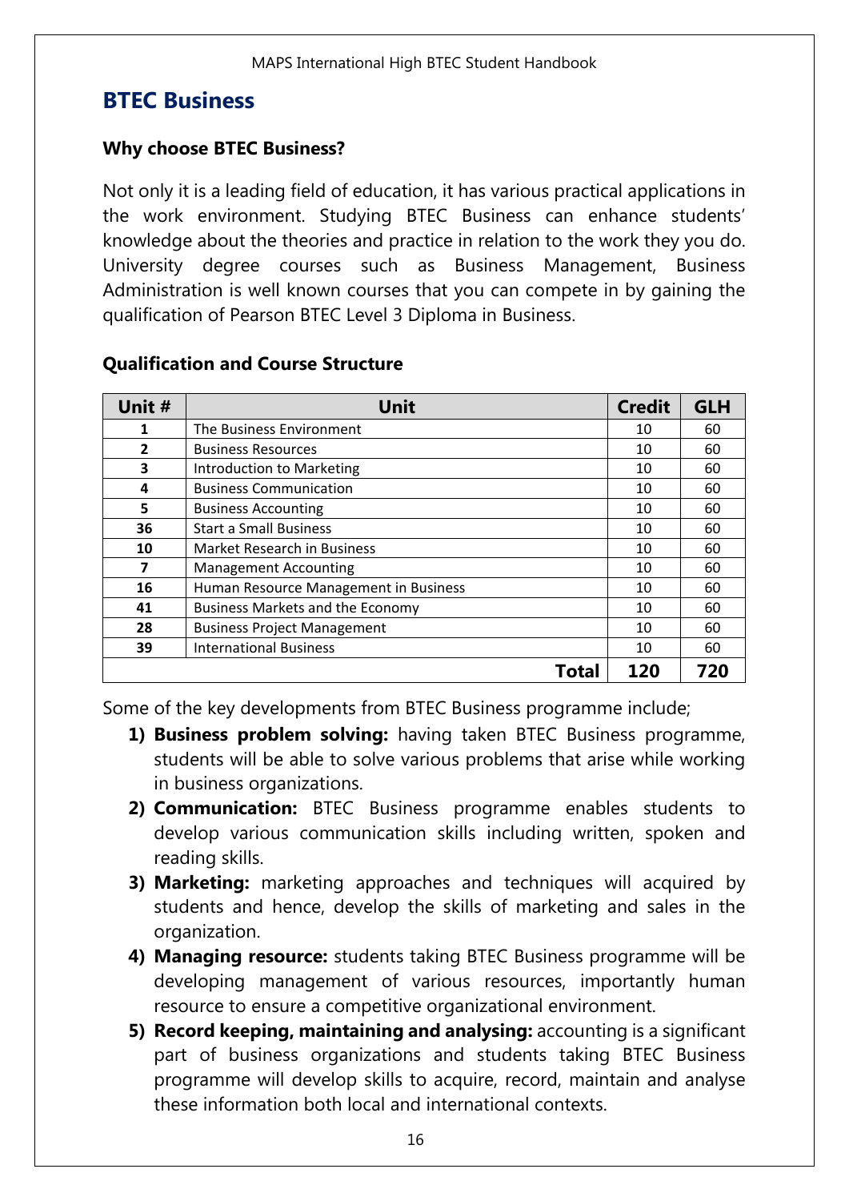# BTEC Business

### Why choose BTEC Business?

Not only it is a leading field of education, it has various practical applications in the work environment. Studying BTEC Business can enhance students' knowledge about the theories and practice in relation to the work they you do. University degree courses such as Business Management, Business Administration is well known courses that you can compete in by gaining the qualification of Pearson BTEC Level 3 Diploma in Business.

### Qualification and Course Structure

| Unit # | Unit | Credit | GLH |
|---|---|---|---|
| 1 | The Business Environment | 10 | 60 |
| 2 | Business Resources | 10 | 60 |
| 3 | Introduction to Marketing | 10 | 60 |
| 4 | Business Communication | 10 | 60 |
| 5 | Business Accounting | 10 | 60 |
| 36 | Start a Small Business | 10 | 60 |
| 10 | Market Research in Business | 10 | 60 |
| 7 | Management Accounting | 10 | 60 |
| 16 | Human Resource Management in Business | 10 | 60 |
| 41 | Business Markets and the Economy | 10 | 60 |
| 28 | Business Project Management | 10 | 60 |
| 39 | International Business | 10 | 60 |
| | **Total** | **120** | **720** |

Some of the key developments from BTEC Business programme include;

1) **Business problem solving:** having taken BTEC Business programme, students will be able to solve various problems that arise while working in business organizations.
2) **Communication:** BTEC Business programme enables students to develop various communication skills including written, spoken and reading skills.
3) **Marketing:** marketing approaches and techniques will acquired by students and hence, develop the skills of marketing and sales in the organization.
4) **Managing resource:** students taking BTEC Business programme will be developing management of various resources, importantly human resource to ensure a competitive organizational environment.
5) **Record keeping, maintaining and analysing:** accounting is a significant part of business organizations and students taking BTEC Business programme will develop skills to acquire, record, maintain and analyse these information both local and international contexts.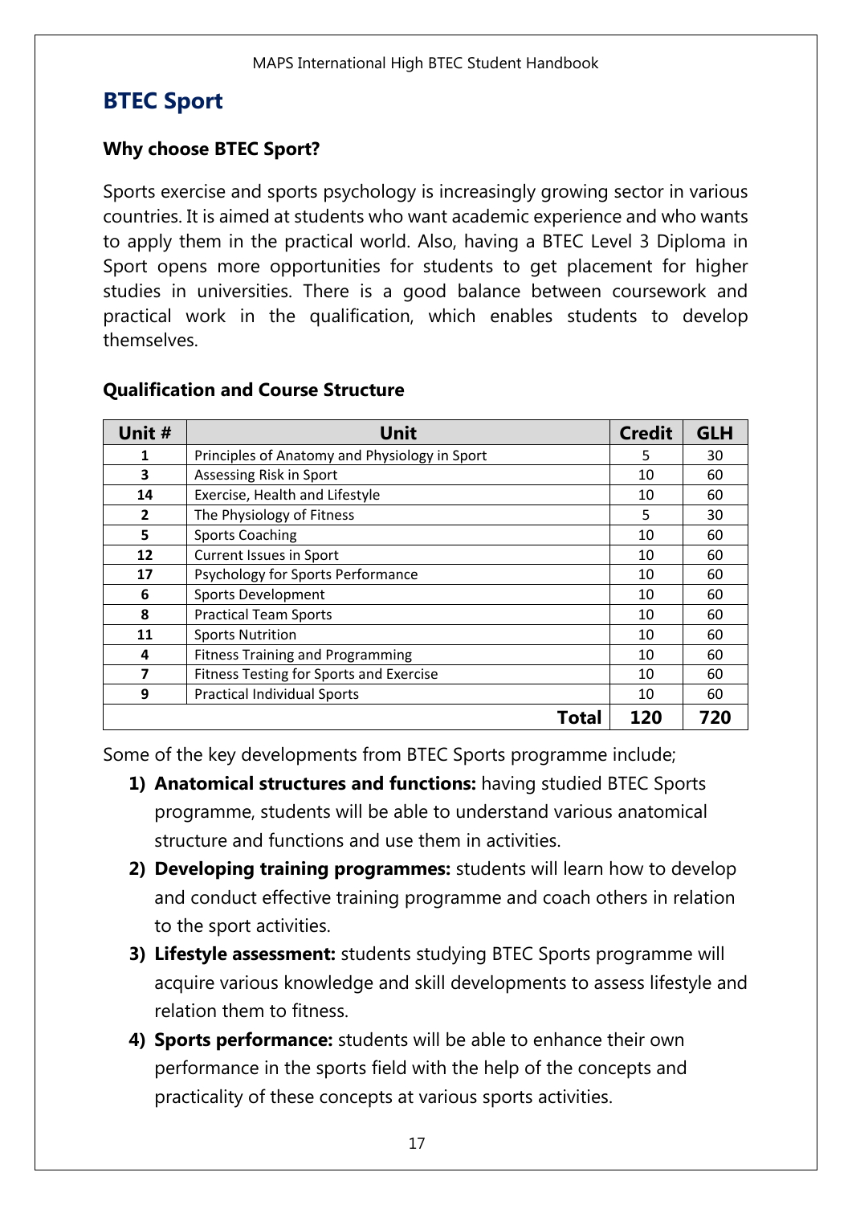# BTEC Sport

### Why choose BTEC Sport?

Sports exercise and sports psychology is increasingly growing sector in various countries. It is aimed at students who want academic experience and who wants to apply them in the practical world. Also, having a BTEC Level 3 Diploma in Sport opens more opportunities for students to get placement for higher studies in universities. There is a good balance between coursework and practical work in the qualification, which enables students to develop themselves.

### Qualification and Course Structure

| Unit # | Unit | Credit | GLH |
|---|---|---|---|
| 1 | Principles of Anatomy and Physiology in Sport | 5 | 30 |
| 3 | Assessing Risk in Sport | 10 | 60 |
| 14 | Exercise, Health and Lifestyle | 10 | 60 |
| 2 | The Physiology of Fitness | 5 | 30 |
| 5 | Sports Coaching | 10 | 60 |
| 12 | Current Issues in Sport | 10 | 60 |
| 17 | Psychology for Sports Performance | 10 | 60 |
| 6 | Sports Development | 10 | 60 |
| 8 | Practical Team Sports | 10 | 60 |
| 11 | Sports Nutrition | 10 | 60 |
| 4 | Fitness Training and Programming | 10 | 60 |
| 7 | Fitness Testing for Sports and Exercise | 10 | 60 |
| 9 | Practical Individual Sports | 10 | 60 |
| | **Total** | **120** | **720** |

Some of the key developments from BTEC Sports programme include;

1) **Anatomical structures and functions:** having studied BTEC Sports programme, students will be able to understand various anatomical structure and functions and use them in activities.
2) **Developing training programmes:** students will learn how to develop and conduct effective training programme and coach others in relation to the sport activities.
3) **Lifestyle assessment:** students studying BTEC Sports programme will acquire various knowledge and skill developments to assess lifestyle and relation them to fitness.
4) **Sports performance:** students will be able to enhance their own performance in the sports field with the help of the concepts and practicality of these concepts at various sports activities.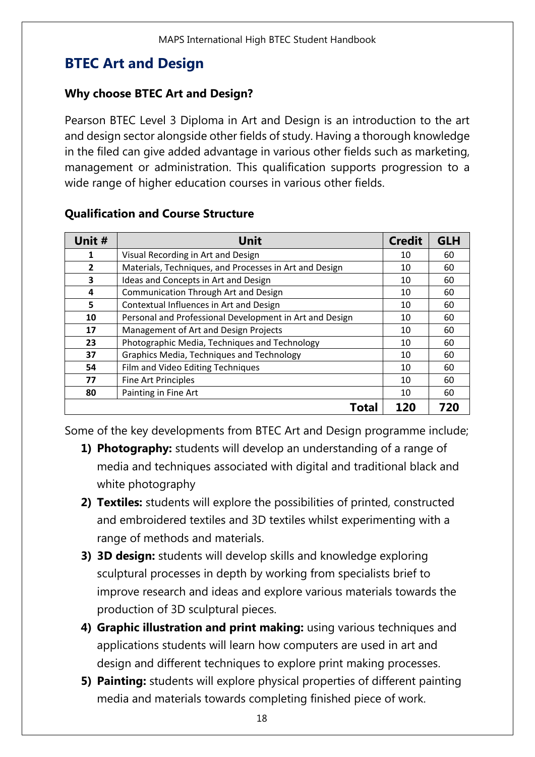## BTEC Art and Design

### Why choose BTEC Art and Design?

Pearson BTEC Level 3 Diploma in Art and Design is an introduction to the art and design sector alongside other fields of study. Having a thorough knowledge in the filed can give added advantage in various other fields such as marketing, management or administration. This qualification supports progression to a wide range of higher education courses in various other fields.

### Qualification and Course Structure

| Unit # | Unit | Credit | GLH |
|---|---|---|---|
| 1 | Visual Recording in Art and Design | 10 | 60 |
| 2 | Materials, Techniques, and Processes in Art and Design | 10 | 60 |
| 3 | Ideas and Concepts in Art and Design | 10 | 60 |
| 4 | Communication Through Art and Design | 10 | 60 |
| 5 | Contextual Influences in Art and Design | 10 | 60 |
| 10 | Personal and Professional Development in Art and Design | 10 | 60 |
| 17 | Management of Art and Design Projects | 10 | 60 |
| 23 | Photographic Media, Techniques and Technology | 10 | 60 |
| 37 | Graphics Media, Techniques and Technology | 10 | 60 |
| 54 | Film and Video Editing Techniques | 10 | 60 |
| 77 | Fine Art Principles | 10 | 60 |
| 80 | Painting in Fine Art | 10 | 60 |
| | **Total** | **120** | **720** |

Some of the key developments from BTEC Art and Design programme include;

1) **Photography:** students will develop an understanding of a range of media and techniques associated with digital and traditional black and white photography
2) **Textiles:** students will explore the possibilities of printed, constructed and embroidered textiles and 3D textiles whilst experimenting with a range of methods and materials.
3) **3D design:** students will develop skills and knowledge exploring sculptural processes in depth by working from specialists brief to improve research and ideas and explore various materials towards the production of 3D sculptural pieces.
4) **Graphic illustration and print making:** using various techniques and applications students will learn how computers are used in art and design and different techniques to explore print making processes.
5) **Painting:** students will explore physical properties of different painting media and materials towards completing finished piece of work.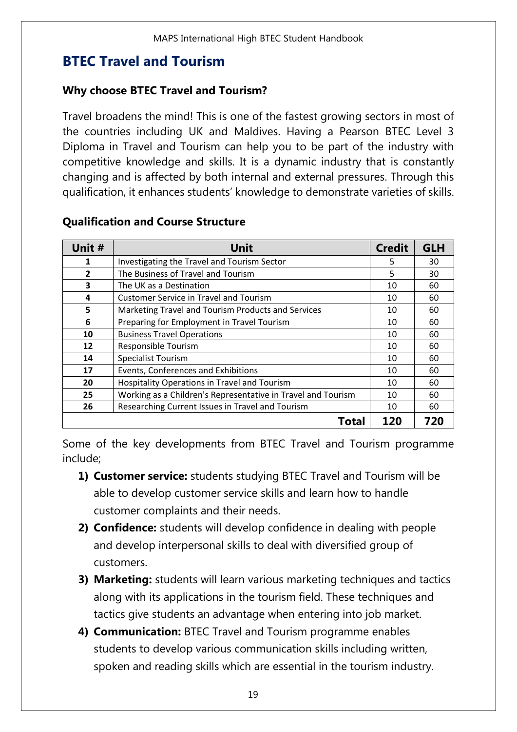# BTEC Travel and Tourism

### Why choose BTEC Travel and Tourism?

Travel broadens the mind! This is one of the fastest growing sectors in most of the countries including UK and Maldives. Having a Pearson BTEC Level 3 Diploma in Travel and Tourism can help you to be part of the industry with competitive knowledge and skills. It is a dynamic industry that is constantly changing and is affected by both internal and external pressures. Through this qualification, it enhances students' knowledge to demonstrate varieties of skills.

### Qualification and Course Structure

| Unit # | Unit | Credit | GLH |
|---|---|---|---|
| 1 | Investigating the Travel and Tourism Sector | 5 | 30 |
| 2 | The Business of Travel and Tourism | 5 | 30 |
| 3 | The UK as a Destination | 10 | 60 |
| 4 | Customer Service in Travel and Tourism | 10 | 60 |
| 5 | Marketing Travel and Tourism Products and Services | 10 | 60 |
| 6 | Preparing for Employment in Travel Tourism | 10 | 60 |
| 10 | Business Travel Operations | 10 | 60 |
| 12 | Responsible Tourism | 10 | 60 |
| 14 | Specialist Tourism | 10 | 60 |
| 17 | Events, Conferences and Exhibitions | 10 | 60 |
| 20 | Hospitality Operations in Travel and Tourism | 10 | 60 |
| 25 | Working as a Children's Representative in Travel and Tourism | 10 | 60 |
| 26 | Researching Current Issues in Travel and Tourism | 10 | 60 |
| | **Total** | **120** | **720** |

Some of the key developments from BTEC Travel and Tourism programme include;

1) **Customer service:** students studying BTEC Travel and Tourism will be able to develop customer service skills and learn how to handle customer complaints and their needs.
2) **Confidence:** students will develop confidence in dealing with people and develop interpersonal skills to deal with diversified group of customers.
3) **Marketing:** students will learn various marketing techniques and tactics along with its applications in the tourism field. These techniques and tactics give students an advantage when entering into job market.
4) **Communication:** BTEC Travel and Tourism programme enables students to develop various communication skills including written, spoken and reading skills which are essential in the tourism industry.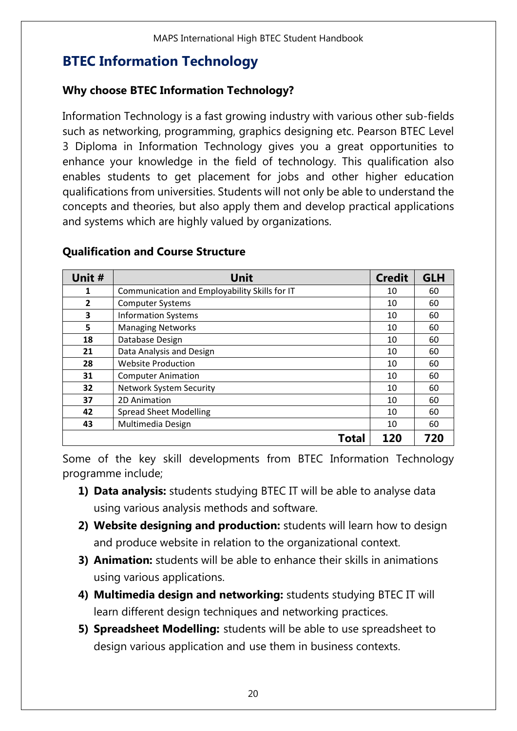## BTEC Information Technology

### Why choose BTEC Information Technology?

Information Technology is a fast growing industry with various other sub-fields such as networking, programming, graphics designing etc. Pearson BTEC Level 3 Diploma in Information Technology gives you a great opportunities to enhance your knowledge in the field of technology. This qualification also enables students to get placement for jobs and other higher education qualifications from universities. Students will not only be able to understand the concepts and theories, but also apply them and develop practical applications and systems which are highly valued by organizations.

### Qualification and Course Structure

| Unit # | Unit | Credit | GLH |
|---|---|---|---|
| 1 | Communication and Employability Skills for IT | 10 | 60 |
| 2 | Computer Systems | 10 | 60 |
| 3 | Information Systems | 10 | 60 |
| 5 | Managing Networks | 10 | 60 |
| 18 | Database Design | 10 | 60 |
| 21 | Data Analysis and Design | 10 | 60 |
| 28 | Website Production | 10 | 60 |
| 31 | Computer Animation | 10 | 60 |
| 32 | Network System Security | 10 | 60 |
| 37 | 2D Animation | 10 | 60 |
| 42 | Spread Sheet Modelling | 10 | 60 |
| 43 | Multimedia Design | 10 | 60 |
| | **Total** | **120** | **720** |

Some of the key skill developments from BTEC Information Technology programme include;

1) **Data analysis:** students studying BTEC IT will be able to analyse data using various analysis methods and software.
2) **Website designing and production:** students will learn how to design and produce website in relation to the organizational context.
3) **Animation:** students will be able to enhance their skills in animations using various applications.
4) **Multimedia design and networking:** students studying BTEC IT will learn different design techniques and networking practices.
5) **Spreadsheet Modelling:** students will be able to use spreadsheet to design various application and use them in business contexts.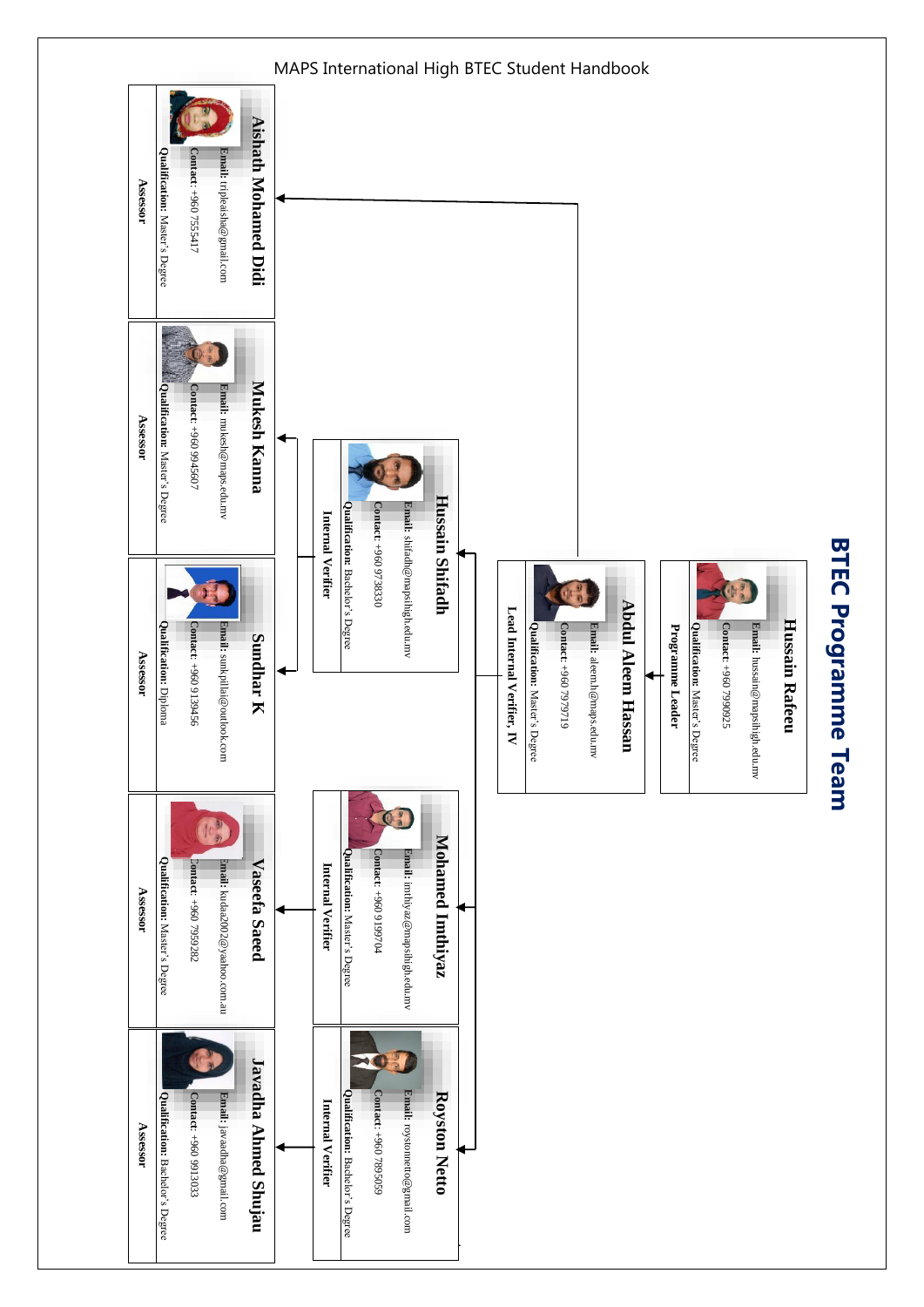# BTEC Programme Team

### Hussain Rafeeu
**Email:** hussain@mapsihigh.edu.mv
**Contact:** +960 7990925
**Qualification:** Master's Degree
Programme Leader

### Abdul Aleem Hassan
**Email:** aleem.h@maps.edu.mv
**Contact:** +960 7979719
**Qualification:** Master's Degree
Lead Internal Verifier, IV

### Hussain Shifadh
**Email:** shifadh@mapsihigh.edu.mv
**Contact:** +960 9738330
**Qualification:** Bachelor's Degree
Internal Verifier

### Mohamed Imthiyaz
**Email:** imthiyaz@mapsihigh.edu.mv
**Contact:** +960 9199704
**Qualification:** Master's Degree
Internal Verifier

### Royston Netto
**Email:** roystonnetto@gmail.com
**Contact:** +960 7895059
**Qualification:** Bachelor's Degree
Internal Verifier

### Aishath Mohamed Didi
**Email:** tripleaisha@gmail.com
**Contact:** +960 7555417
**Qualification:** Master's Degree
Assessor

### Mukesh Kanna
**Email:** mukesh@maps.edu.mv
**Contact:** +960 9945607
**Qualification:** Master's Degree
Assessor

### Sundhar K
**Email:** sunkpilla@outlook.com
**Contact:** +960 9139456
**Qualification:** Diploma
Assessor

### Vaseefa Saeed
**Email:** kudaa2002@yaahoo.com.au
**Contact:** +960 7959282
**Qualification:** Master's Degree
Assessor

### Javadhha Ahmed Shujau
**Email:** javaadha@gmail.com
**Contact:** +960 9913033
**Qualification:** Bachelor's Degree
Assessor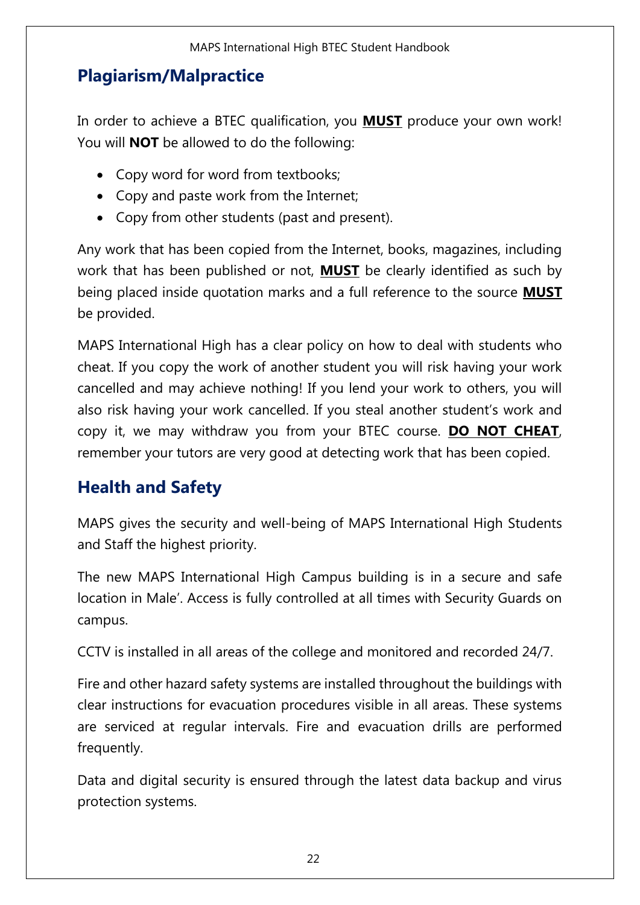## Plagiarism/Malpractice

In order to achieve a BTEC qualification, you **MUST** produce your own work! You will **NOT** be allowed to do the following:

- Copy word for word from textbooks;
- Copy and paste work from the Internet;
- Copy from other students (past and present).

Any work that has been copied from the Internet, books, magazines, including work that has been published or not, **MUST** be clearly identified as such by being placed inside quotation marks and a full reference to the source **MUST** be provided.

MAPS International High has a clear policy on how to deal with students who cheat. If you copy the work of another student you will risk having your work cancelled and may achieve nothing! If you lend your work to others, you will also risk having your work cancelled. If you steal another student's work and copy it, we may withdraw you from your BTEC course. **DO NOT CHEAT**, remember your tutors are very good at detecting work that has been copied.

## Health and Safety

MAPS gives the security and well-being of MAPS International High Students and Staff the highest priority.

The new MAPS International High Campus building is in a secure and safe location in Male'. Access is fully controlled at all times with Security Guards on campus.

CCTV is installed in all areas of the college and monitored and recorded 24/7.

Fire and other hazard safety systems are installed throughout the buildings with clear instructions for evacuation procedures visible in all areas. These systems are serviced at regular intervals. Fire and evacuation drills are performed frequently.

Data and digital security is ensured through the latest data backup and virus protection systems.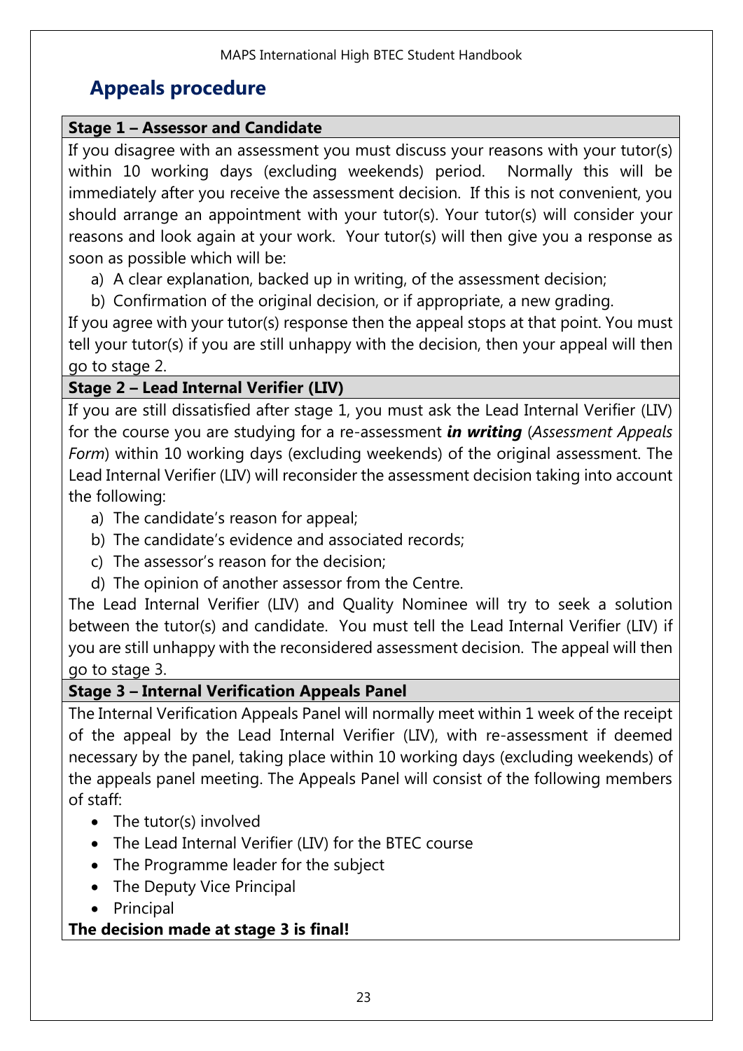## Appeals procedure

### Stage 1 – Assessor and Candidate

If you disagree with an assessment you must discuss your reasons with your tutor(s) within 10 working days (excluding weekends) period. Normally this will be immediately after you receive the assessment decision. If this is not convenient, you should arrange an appointment with your tutor(s). Your tutor(s) will consider your reasons and look again at your work. Your tutor(s) will then give you a response as soon as possible which will be:

a) A clear explanation, backed up in writing, of the assessment decision;
b) Confirmation of the original decision, or if appropriate, a new grading.

If you agree with your tutor(s) response then the appeal stops at that point. You must tell your tutor(s) if you are still unhappy with the decision, then your appeal will then go to stage 2.

### Stage 2 – Lead Internal Verifier (LIV)

If you are still dissatisfied after stage 1, you must ask the Lead Internal Verifier (LIV) for the course you are studying for a re-assessment ***in writing*** (*Assessment Appeals Form*) within 10 working days (excluding weekends) of the original assessment. The Lead Internal Verifier (LIV) will reconsider the assessment decision taking into account the following:

a) The candidate's reason for appeal;
b) The candidate's evidence and associated records;
c) The assessor's reason for the decision;
d) The opinion of another assessor from the Centre.

The Lead Internal Verifier (LIV) and Quality Nominee will try to seek a solution between the tutor(s) and candidate. You must tell the Lead Internal Verifier (LIV) if you are still unhappy with the reconsidered assessment decision. The appeal will then go to stage 3.

### Stage 3 – Internal Verification Appeals Panel

The Internal Verification Appeals Panel will normally meet within 1 week of the receipt of the appeal by the Lead Internal Verifier (LIV), with re-assessment if deemed necessary by the panel, taking place within 10 working days (excluding weekends) of the appeals panel meeting. The Appeals Panel will consist of the following members of staff:

- The tutor(s) involved
- The Lead Internal Verifier (LIV) for the BTEC course
- The Programme leader for the subject
- The Deputy Vice Principal
- Principal

**The decision made at stage 3 is final!**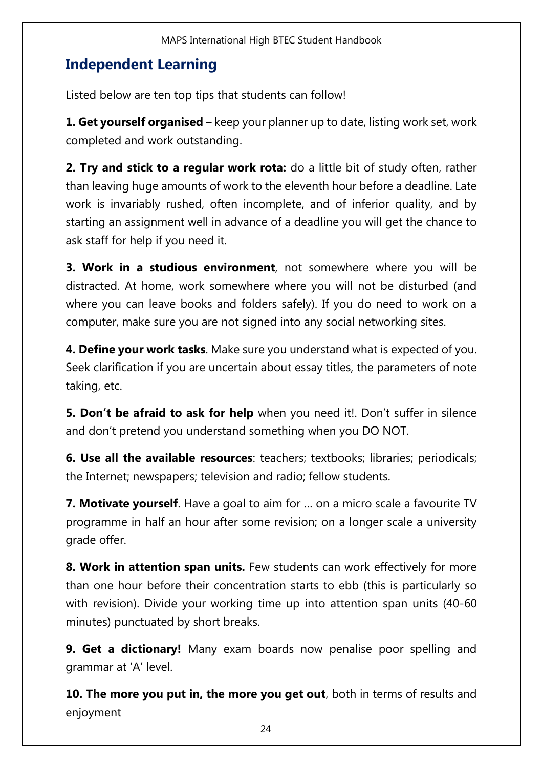## Independent Learning

Listed below are ten top tips that students can follow!

**1. Get yourself organised** – keep your planner up to date, listing work set, work completed and work outstanding.

**2. Try and stick to a regular work rota:** do a little bit of study often, rather than leaving huge amounts of work to the eleventh hour before a deadline. Late work is invariably rushed, often incomplete, and of inferior quality, and by starting an assignment well in advance of a deadline you will get the chance to ask staff for help if you need it.

**3. Work in a studious environment**, not somewhere where you will be distracted. At home, work somewhere where you will not be disturbed (and where you can leave books and folders safely). If you do need to work on a computer, make sure you are not signed into any social networking sites.

**4. Define your work tasks**. Make sure you understand what is expected of you. Seek clarification if you are uncertain about essay titles, the parameters of note taking, etc.

**5. Don't be afraid to ask for help** when you need it!. Don't suffer in silence and don't pretend you understand something when you DO NOT.

**6. Use all the available resources**: teachers; textbooks; libraries; periodicals; the Internet; newspapers; television and radio; fellow students.

**7. Motivate yourself**. Have a goal to aim for … on a micro scale a favourite TV programme in half an hour after some revision; on a longer scale a university grade offer.

**8. Work in attention span units.** Few students can work effectively for more than one hour before their concentration starts to ebb (this is particularly so with revision). Divide your working time up into attention span units (40-60 minutes) punctuated by short breaks.

**9. Get a dictionary!** Many exam boards now penalise poor spelling and grammar at 'A' level.

**10. The more you put in, the more you get out**, both in terms of results and enjoyment